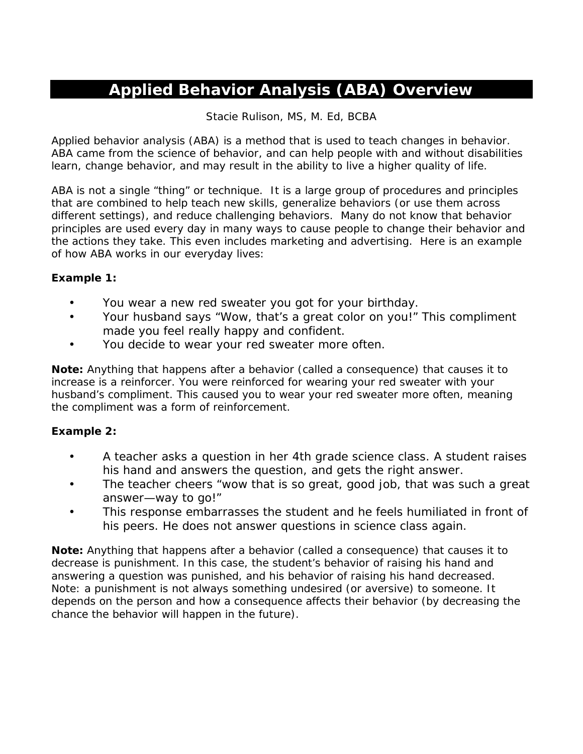# Applied Behavior Analysis (ABA) Overview

Stacie Rulison, MS, M. Ed, BCBA

Applied behavior analysis (ABA) is a method that is used to teach changes in behavior. ABA came from the science of behavior, and can help people with and without disabilities learn, change behavior, and may result in the ability to live a higher quality of life.

ABA is not a single "thing" or technique. It is a large group of procedures and principles that are combined to help teach new skills, generalize behaviors (or use them across different settings), and reduce challenging behaviors. Many do not know that behavior principles are used every day in many ways to cause people to change their behavior and the actions they take. This even includes marketing and advertising. Here is an example of how ABA works in our everyday lives:

**Example 1:**

- You wear a new red sweater you got for your birthday.
- Your husband says "Wow, that's a great color on you!" This compliment made you feel really happy and confident.
- You decide to wear your red sweater more often.

**Note:** Anything that happens after a behavior (called a consequence) that causes it to increase is a reinforcer. You were reinforced for wearing your red sweater with your husband's compliment. This caused you to wear your red sweater more often, meaning the compliment was a form of reinforcement.

**Example 2:**

- A teacher asks a question in her 4th grade science class. A student raises his hand and answers the question, and gets the right answer.
- The teacher cheers "wow that is so great, good job, that was such a great answer—way to go!"
- This response embarrasses the student and he feels humiliated in front of his peers. He does not answer questions in science class again.

**Note:** Anything that happens after a behavior (called a consequence) that causes it to decrease is punishment. In this case, the student's behavior of raising his hand and answering a question was punished, and his behavior of raising his hand decreased. Note: a punishment is not always something undesired (or aversive) to someone. It depends on the person and how a consequence affects their behavior (by decreasing the chance the behavior will happen in the future).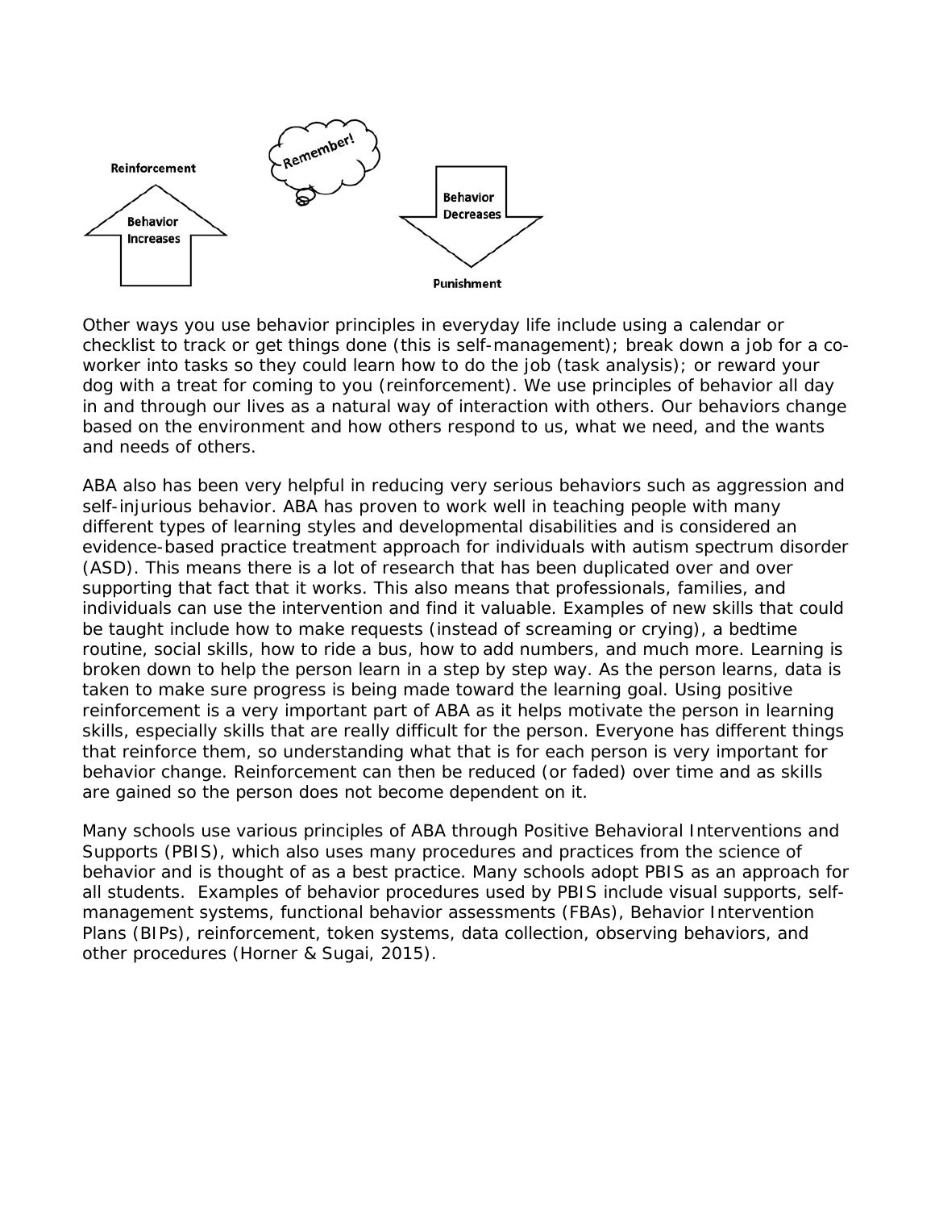Reinforcement

Behavior Increases

Remember!

Behavior Decreases

Punishment

Other ways you use behavior principles in everyday life include using a calendar or checklist to track or get things done (this is self-management); break down a job for a co-worker into tasks so they could learn how to do the job (task analysis); or reward your dog with a treat for coming to you (reinforcement). We use principles of behavior all day in and through our lives as a natural way of interaction with others. Our behaviors change based on the environment and how others respond to us, what we need, and the wants and needs of others.

ABA also has been very helpful in reducing very serious behaviors such as aggression and self-injurious behavior. ABA has proven to work well in teaching people with many different types of learning styles and developmental disabilities and is considered an evidence-based practice treatment approach for individuals with autism spectrum disorder (ASD). This means there is a lot of research that has been duplicated over and over supporting that fact that it works. This also means that professionals, families, and individuals can use the intervention and find it valuable. Examples of new skills that could be taught include how to make requests (instead of screaming or crying), a bedtime routine, social skills, how to ride a bus, how to add numbers, and much more. Learning is broken down to help the person learn in a step by step way. As the person learns, data is taken to make sure progress is being made toward the learning goal. Using positive reinforcement is a very important part of ABA as it helps motivate the person in learning skills, especially skills that are really difficult for the person. Everyone has different things that reinforce them, so understanding what that is for each person is very important for behavior change. Reinforcement can then be reduced (or faded) over time and as skills are gained so the person does not become dependent on it.

Many schools use various principles of ABA through Positive Behavioral Interventions and Supports (PBIS), which also uses many procedures and practices from the science of behavior and is thought of as a best practice. Many schools adopt PBIS as an approach for all students. Examples of behavior procedures used by PBIS include visual supports, self-management systems, functional behavior assessments (FBAs), Behavior Intervention Plans (BIPs), reinforcement, token systems, data collection, observing behaviors, and other procedures (Horner & Sugai, 2015).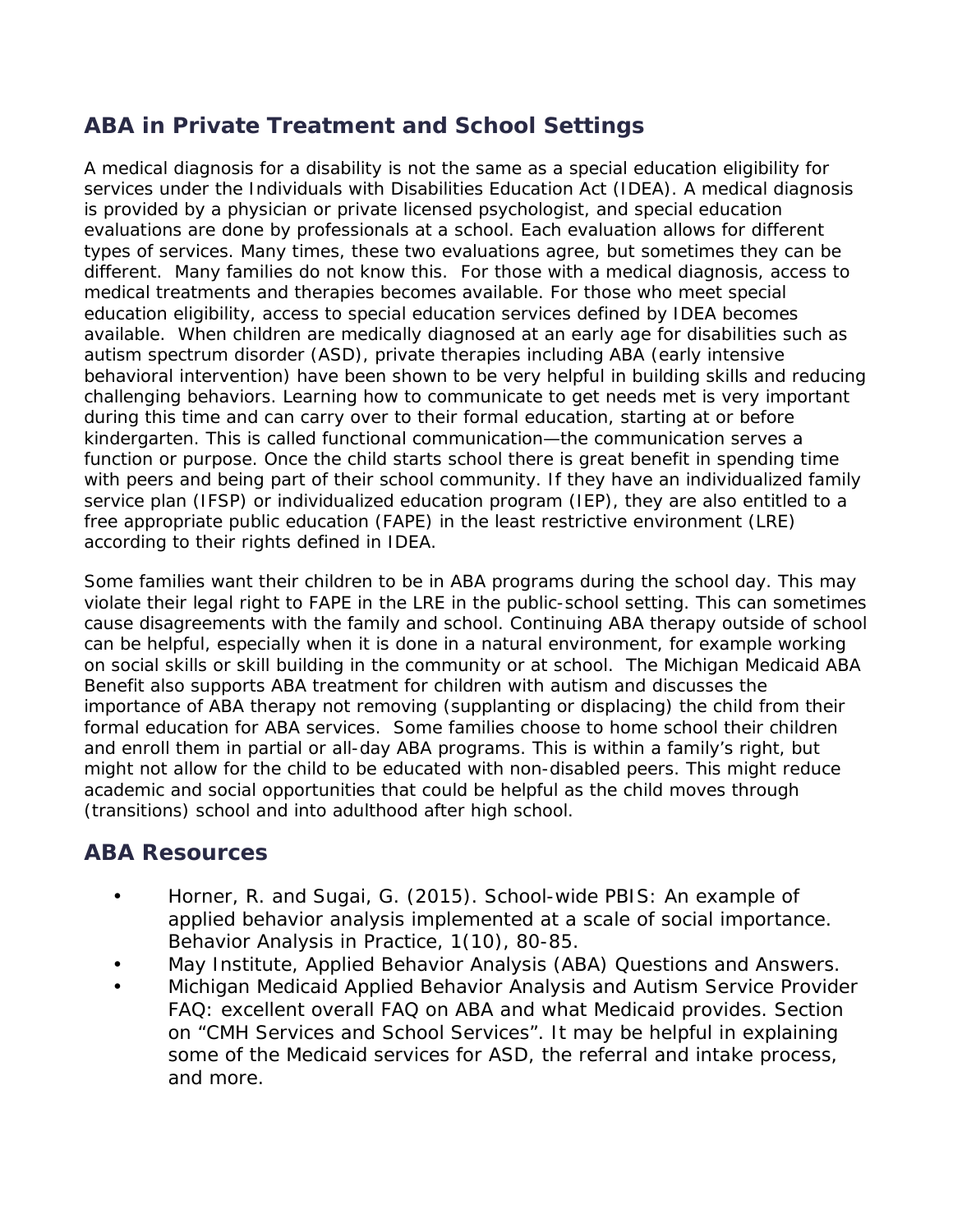## ABA in Private Treatment and School Settings

A medical diagnosis for a disability is not the same as a special education eligibility for services under the Individuals with Disabilities Education Act (IDEA). A medical diagnosis is provided by a physician or private licensed psychologist, and special education evaluations are done by professionals at a school. Each evaluation allows for different types of services. Many times, these two evaluations agree, but sometimes they can be different. Many families do not know this. For those with a medical diagnosis, access to medical treatments and therapies becomes available. For those who meet special education eligibility, access to special education services defined by IDEA becomes available. When children are medically diagnosed at an early age for disabilities such as autism spectrum disorder (ASD), private therapies including ABA (early intensive behavioral intervention) have been shown to be very helpful in building skills and reducing challenging behaviors. Learning how to communicate to get needs met is very important during this time and can carry over to their formal education, starting at or before kindergarten. This is called functional communication—the communication serves a function or purpose. Once the child starts school there is great benefit in spending time with peers and being part of their school community. If they have an individualized family service plan (IFSP) or individualized education program (IEP), they are also entitled to a free appropriate public education (FAPE) in the least restrictive environment (LRE) according to their rights defined in IDEA.

Some families want their children to be in ABA programs during the school day. This may violate their legal right to FAPE in the LRE in the public-school setting. This can sometimes cause disagreements with the family and school. Continuing ABA therapy outside of school can be helpful, especially when it is done in a natural environment, for example working on social skills or skill building in the community or at school. The Michigan Medicaid ABA Benefit also supports ABA treatment for children with autism and discusses the importance of ABA therapy not removing (supplanting or displacing) the child from their formal education for ABA services. Some families choose to home school their children and enroll them in partial or all-day ABA programs. This is within a family's right, but might not allow for the child to be educated with non-disabled peers. This might reduce academic and social opportunities that could be helpful as the child moves through (transitions) school and into adulthood after high school.

## ABA Resources

- Horner, R. and Sugai, G. (2015). School-wide PBIS: An example of applied behavior analysis implemented at a scale of social importance. Behavior Analysis in Practice, 1(10), 80-85.
- May Institute, Applied Behavior Analysis (ABA) Questions and Answers.
- Michigan Medicaid Applied Behavior Analysis and Autism Service Provider FAQ: excellent overall FAQ on ABA and what Medicaid provides. Section on "CMH Services and School Services". It may be helpful in explaining some of the Medicaid services for ASD, the referral and intake process, and more.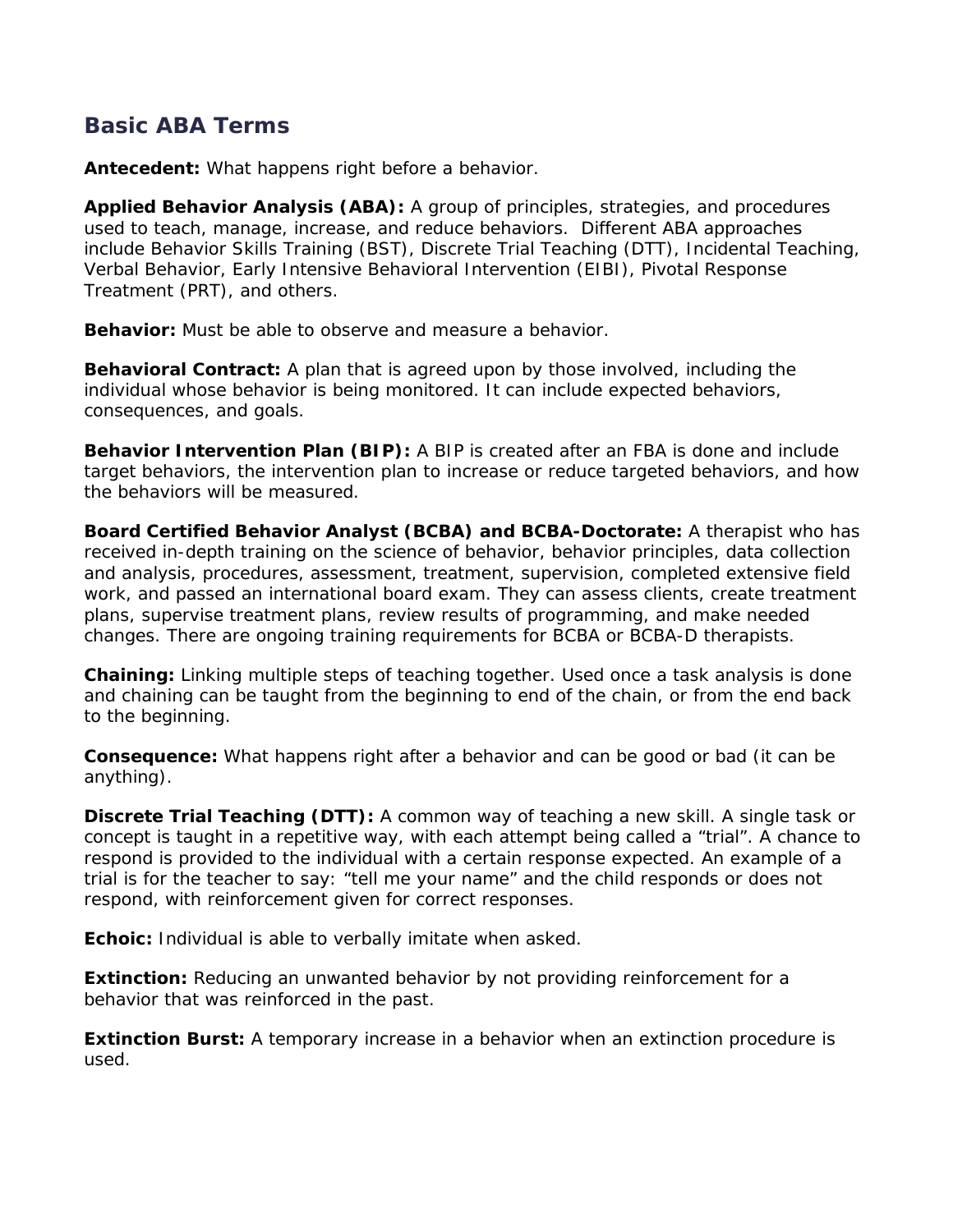## Basic ABA Terms

**Antecedent:** What happens right before a behavior.

**Applied Behavior Analysis (ABA):** A group of principles, strategies, and procedures used to teach, manage, increase, and reduce behaviors. Different ABA approaches include Behavior Skills Training (BST), Discrete Trial Teaching (DTT), Incidental Teaching, Verbal Behavior, Early Intensive Behavioral Intervention (EIBI), Pivotal Response Treatment (PRT), and others.

**Behavior:** Must be able to observe and measure a behavior.

**Behavioral Contract:** A plan that is agreed upon by those involved, including the individual whose behavior is being monitored. It can include expected behaviors, consequences, and goals.

**Behavior Intervention Plan (BIP):** A BIP is created after an FBA is done and include target behaviors, the intervention plan to increase or reduce targeted behaviors, and how the behaviors will be measured.

**Board Certified Behavior Analyst (BCBA) and BCBA-Doctorate:** A therapist who has received in-depth training on the science of behavior, behavior principles, data collection and analysis, procedures, assessment, treatment, supervision, completed extensive field work, and passed an international board exam. They can assess clients, create treatment plans, supervise treatment plans, review results of programming, and make needed changes. There are ongoing training requirements for BCBA or BCBA-D therapists.

**Chaining:** Linking multiple steps of teaching together. Used once a task analysis is done and chaining can be taught from the beginning to end of the chain, or from the end back to the beginning.

**Consequence:** What happens right after a behavior and can be good or bad (it can be anything).

**Discrete Trial Teaching (DTT):** A common way of teaching a new skill. A single task or concept is taught in a repetitive way, with each attempt being called a "trial". A chance to respond is provided to the individual with a certain response expected. An example of a trial is for the teacher to say: "tell me your name" and the child responds or does not respond, with reinforcement given for correct responses.

**Echoic:** Individual is able to verbally imitate when asked.

**Extinction:** Reducing an unwanted behavior by not providing reinforcement for a behavior that was reinforced in the past.

**Extinction Burst:** A temporary increase in a behavior when an extinction procedure is used.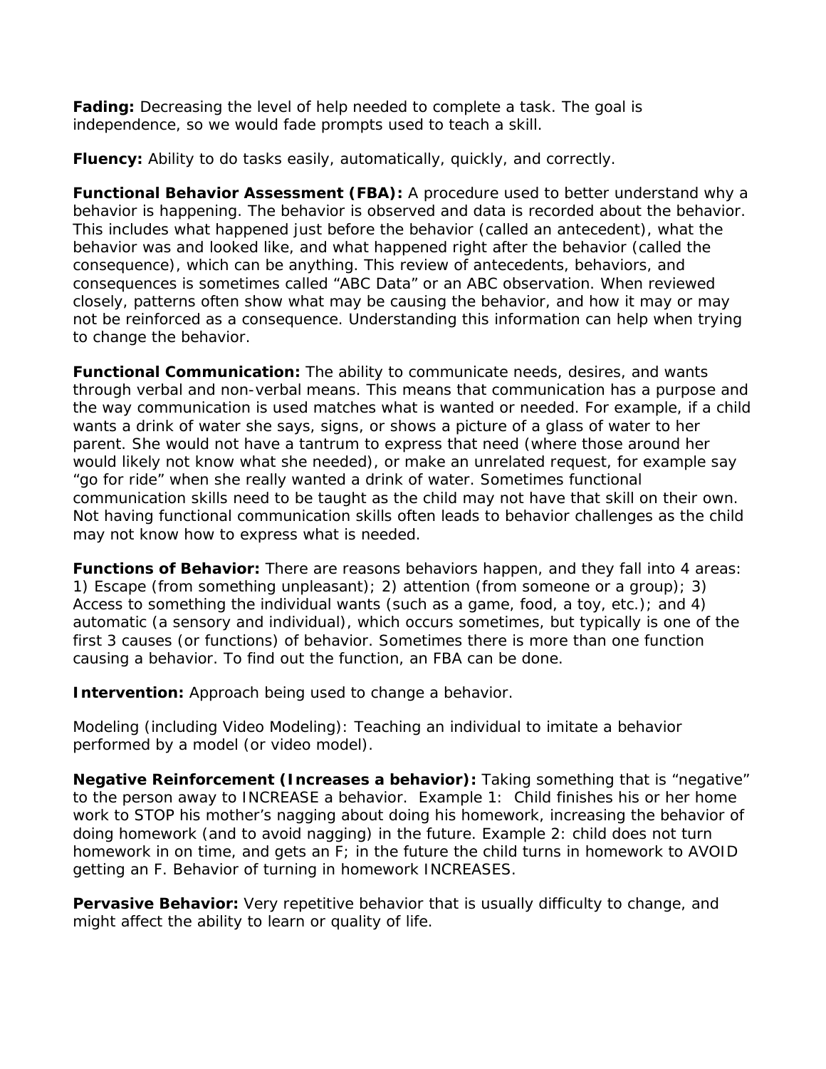**Fading:** Decreasing the level of help needed to complete a task. The goal is independence, so we would fade prompts used to teach a skill.

**Fluency:** Ability to do tasks easily, automatically, quickly, and correctly.

**Functional Behavior Assessment (FBA):** A procedure used to better understand why a behavior is happening. The behavior is observed and data is recorded about the behavior. This includes what happened just before the behavior (called an antecedent), what the behavior was and looked like, and what happened right after the behavior (called the consequence), which can be anything. This review of antecedents, behaviors, and consequences is sometimes called "ABC Data" or an ABC observation. When reviewed closely, patterns often show what may be causing the behavior, and how it may or may not be reinforced as a consequence. Understanding this information can help when trying to change the behavior.

**Functional Communication:** The ability to communicate needs, desires, and wants through verbal and non-verbal means. This means that communication has a purpose and the way communication is used matches what is wanted or needed. For example, if a child wants a drink of water she says, signs, or shows a picture of a glass of water to her parent. She would not have a tantrum to express that need (where those around her would likely not know what she needed), or make an unrelated request, for example say "go for ride" when she really wanted a drink of water. Sometimes functional communication skills need to be taught as the child may not have that skill on their own. Not having functional communication skills often leads to behavior challenges as the child may not know how to express what is needed.

**Functions of Behavior:** There are reasons behaviors happen, and they fall into 4 areas: 1) Escape (from something unpleasant); 2) attention (from someone or a group); 3) Access to something the individual wants (such as a game, food, a toy, etc.); and 4) automatic (a sensory and individual), which occurs sometimes, but typically is one of the first 3 causes (or functions) of behavior. Sometimes there is more than one function causing a behavior. To find out the function, an FBA can be done.

**Intervention:** Approach being used to change a behavior.

Modeling (including Video Modeling): Teaching an individual to imitate a behavior performed by a model (or video model).

**Negative Reinforcement (Increases a behavior):** Taking something that is "negative" to the person away to INCREASE a behavior. Example 1: Child finishes his or her home work to STOP his mother's nagging about doing his homework, increasing the behavior of doing homework (and to avoid nagging) in the future. Example 2: child does not turn homework in on time, and gets an F; in the future the child turns in homework to AVOID getting an F. Behavior of turning in homework INCREASES.

**Pervasive Behavior:** Very repetitive behavior that is usually difficulty to change, and might affect the ability to learn or quality of life.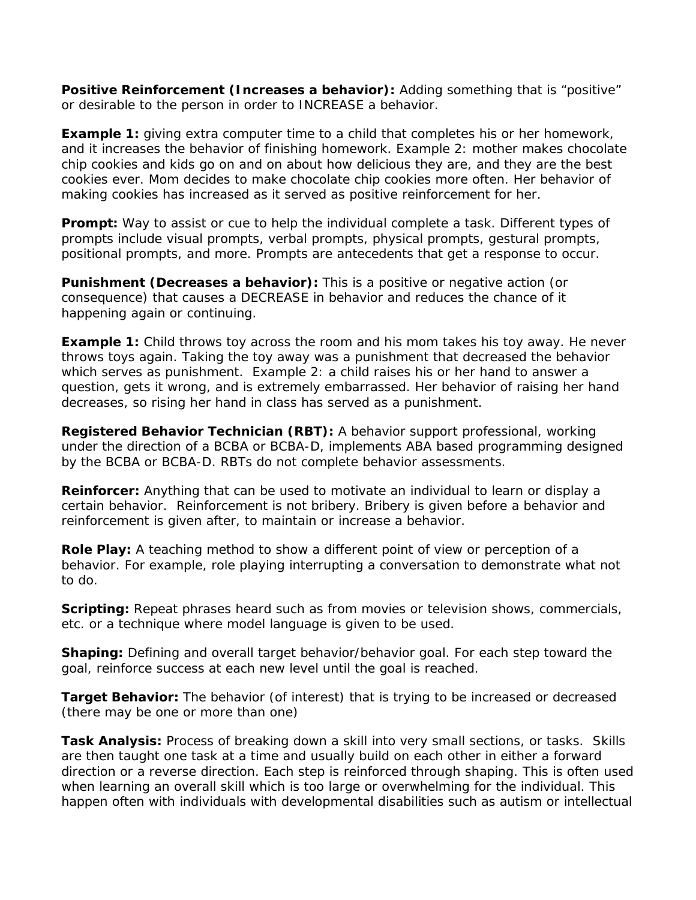**Positive Reinforcement (Increases a behavior):** Adding something that is "positive" or desirable to the person in order to INCREASE a behavior.

**Example 1:** giving extra computer time to a child that completes his or her homework, and it increases the behavior of finishing homework. Example 2: mother makes chocolate chip cookies and kids go on and on about how delicious they are, and they are the best cookies ever. Mom decides to make chocolate chip cookies more often. Her behavior of making cookies has increased as it served as positive reinforcement for her.

**Prompt:** Way to assist or cue to help the individual complete a task. Different types of prompts include visual prompts, verbal prompts, physical prompts, gestural prompts, positional prompts, and more. Prompts are antecedents that get a response to occur.

**Punishment (Decreases a behavior):** This is a positive or negative action (or consequence) that causes a DECREASE in behavior and reduces the chance of it happening again or continuing.

**Example 1:** Child throws toy across the room and his mom takes his toy away. He never throws toys again. Taking the toy away was a punishment that decreased the behavior which serves as punishment. Example 2: a child raises his or her hand to answer a question, gets it wrong, and is extremely embarrassed. Her behavior of raising her hand decreases, so rising her hand in class has served as a punishment.

**Registered Behavior Technician (RBT):** A behavior support professional, working under the direction of a BCBA or BCBA-D, implements ABA based programming designed by the BCBA or BCBA-D. RBTs do not complete behavior assessments.

**Reinforcer:** Anything that can be used to motivate an individual to learn or display a certain behavior. Reinforcement is not bribery. Bribery is given before a behavior and reinforcement is given after, to maintain or increase a behavior.

**Role Play:** A teaching method to show a different point of view or perception of a behavior. For example, role playing interrupting a conversation to demonstrate what not to do.

**Scripting:** Repeat phrases heard such as from movies or television shows, commercials, etc. or a technique where model language is given to be used.

**Shaping:** Defining and overall target behavior/behavior goal. For each step toward the goal, reinforce success at each new level until the goal is reached.

**Target Behavior:** The behavior (of interest) that is trying to be increased or decreased (there may be one or more than one)

**Task Analysis:** Process of breaking down a skill into very small sections, or tasks. Skills are then taught one task at a time and usually build on each other in either a forward direction or a reverse direction. Each step is reinforced through shaping. This is often used when learning an overall skill which is too large or overwhelming for the individual. This happen often with individuals with developmental disabilities such as autism or intellectual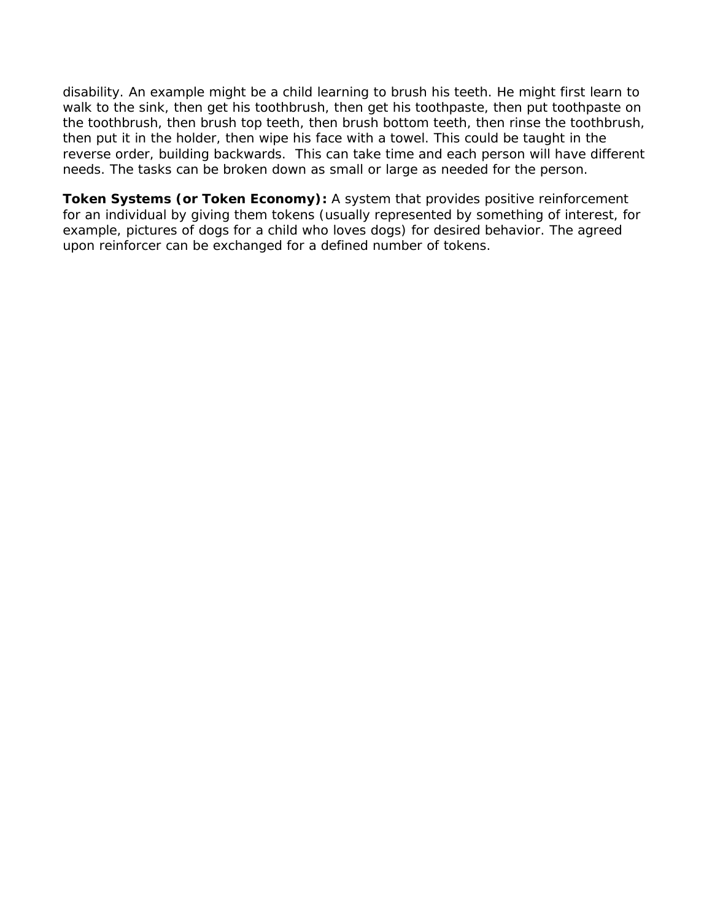disability. An example might be a child learning to brush his teeth. He might first learn to walk to the sink, then get his toothbrush, then get his toothpaste, then put toothpaste on the toothbrush, then brush top teeth, then brush bottom teeth, then rinse the toothbrush, then put it in the holder, then wipe his face with a towel. This could be taught in the reverse order, building backwards. This can take time and each person will have different needs. The tasks can be broken down as small or large as needed for the person.

**Token Systems (or Token Economy):** A system that provides positive reinforcement for an individual by giving them tokens (usually represented by something of interest, for example, pictures of dogs for a child who loves dogs) for desired behavior. The agreed upon reinforcer can be exchanged for a defined number of tokens.